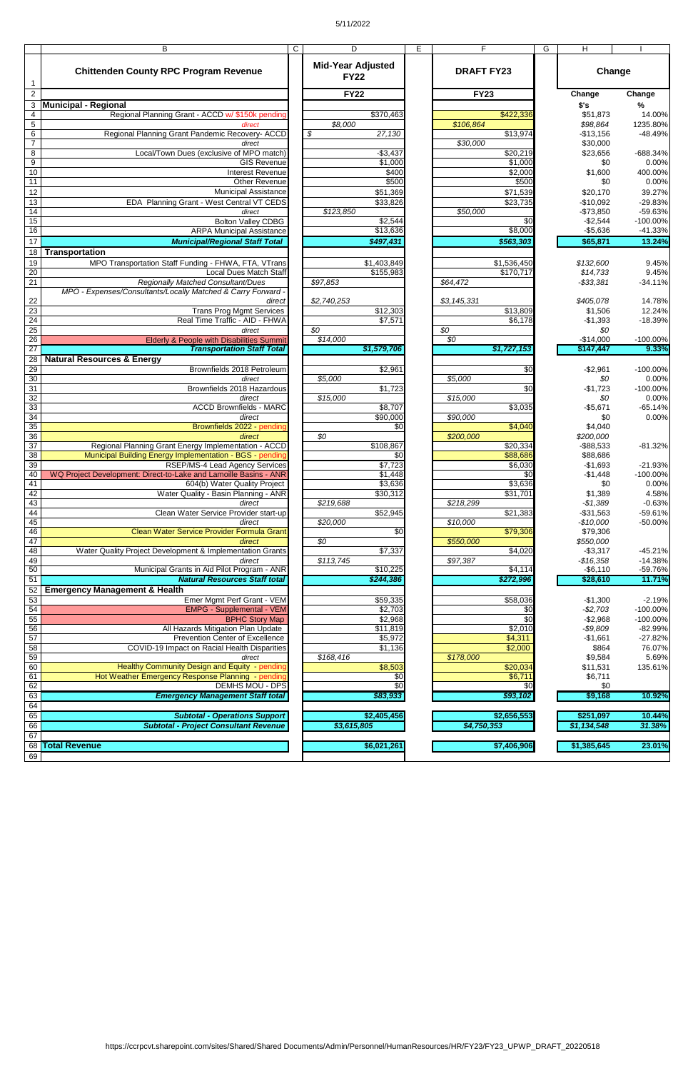| Row | Chittenden County RPC Program Revenue | Mid-Year Adjusted FY22 | | DRAFT FY23 | | Change | |
|---|---|---|---|---|---|---|---|
| 2 | | FY22 | | FY23 | | Change | Change |
| 3 | **Municipal - Regional** | | | | | $'s | % |
| 4 | Regional Planning Grant - ACCD w/ $150k pending | | $370,463 | | $422,336 | $51,873 | 14.00% |
| 5 | *direct* | *$8,000* | | *$106,864* | | *$98,864* | 1235.80% |
| 6 | Regional Planning Grant Pandemic Recovery- ACCD | *$ 27,130* | | | $13,974 | -$13,156 | -48.49% |
| 7 | *direct* | | | *$30,000* | | $30,000 | |
| 8 | Local/Town Dues (exclusive of MPO match) | | -$3,437 | | $20,219 | $23,656 | -688.34% |
| 9 | GIS Revenue | | $1,000 | | $1,000 | $0 | 0.00% |
| 10 | Interest Revenue | | $400 | | $2,000 | $1,600 | 400.00% |
| 11 | Other Revenue | | $500 | | $500 | $0 | 0.00% |
| 12 | Municipal Assistance | | $51,369 | | $71,539 | $20,170 | 39.27% |
| 13 | EDA Planning Grant - West Central VT CEDS | | $33,826 | | $23,735 | -$10,092 | -29.83% |
| 14 | *direct* | *$123,850* | | *$50,000* | | -$73,850 | -59.63% |
| 15 | Bolton Valley CDBG | | $2,544 | | $0 | -$2,544 | -100.00% |
| 16 | ARPA Municipal Assistance | | $13,636 | | $8,000 | -$5,636 | -41.33% |
| 17 | ***Municipal/Regional Staff Total*** | | ***$497,431*** | | ***$563,303*** | **$65,871** | **13.24%** |
| 18 | **Transportation** | | | | | | |
| 19 | MPO Transportation Staff Funding - FHWA, FTA, VTrans | | $1,403,849 | | $1,536,450 | *$132,600* | 9.45% |
| 20 | Local Dues Match Staff | | $155,983 | | $170,717 | *$14,733* | 9.45% |
| 21 | *Regionally Matched Consultant/Dues* | *$97,853* | | *$64,472* | | *-$33,381* | -34.11% |
| 22 | *MPO - Expenses/Consultants/Locally Matched & Carry Forward - direct* | *$2,740,253* | | *$3,145,331* | | *$405,078* | 14.78% |
| 23 | Trans Prog Mgmt Services | | $12,303 | | $13,809 | $1,506 | 12.24% |
| 24 | Real Time Traffic - AID - FHWA | | $7,571 | | $6,178 | -$1,393 | -18.39% |
| 25 | *direct* | *$0* | | *$0* | | *$0* | |
| 26 | Elderly & People with Disabilities Summit | *$14,000* | | *$0* | | -$14,000 | -100.00% |
| 27 | ***Transportation Staff Total*** | | ***$1,579,706*** | | ***$1,727,153*** | **$147,447** | **9.33%** |
| 28 | **Natural Resources & Energy** | | | | | | |
| 29 | Brownfields 2018 Petroleum | | $2,961 | | $0 | -$2,961 | -100.00% |
| 30 | *direct* | *$5,000* | | *$5,000* | | *$0* | 0.00% |
| 31 | Brownfields 2018 Hazardous | | $1,723 | | $0 | -$1,723 | -100.00% |
| 32 | *direct* | *$15,000* | | *$15,000* | | *$0* | 0.00% |
| 33 | ACCD Brownfields - MARC | | $8,707 | | $3,035 | -$5,671 | -65.14% |
| 34 | *direct* | *$90,000* | | *$90,000* | | $0 | 0.00% |
| 35 | Brownfields 2022 - pending | | $0 | | $4,040 | $4,040 | |
| 36 | *direct* | *$0* | | *$200,000* | | *$200,000* | |
| 37 | Regional Planning Grant Energy Implementation - ACCD | | $108,867 | | $20,334 | -$88,533 | -81.32% |
| 38 | Municipal Building Energy Implementation - BGS - pending | | $0 | | $88,686 | $88,686 | |
| 39 | RSEP/MS-4 Lead Agency Services | | $7,723 | | $6,030 | -$1,693 | -21.93% |
| 40 | WQ Project Development: Direct-to-Lake and Lamoille Basins - ANR | | $1,448 | | $0 | -$1,448 | -100.00% |
| 41 | 604(b) Water Quality Project | | $3,636 | | $3,636 | $0 | 0.00% |
| 42 | Water Quality - Basin Planning - ANR | | $30,312 | | $31,701 | $1,389 | 4.58% |
| 43 | *direct* | *$219,688* | | *$218,299* | | *-$1,389* | -0.63% |
| 44 | Clean Water Service Provider start-up | | $52,945 | | $21,383 | -$31,563 | -59.61% |
| 45 | *direct* | *$20,000* | | *$10,000* | | *-$10,000* | -50.00% |
| 46 | Clean Water Service Provider Formula Grant | | $0 | | $79,306 | $79,306 | |
| 47 | *direct* | *$0* | | *$550,000* | | *$550,000* | |
| 48 | Water Quality Project Development & Implementation Grants | | $7,337 | | $4,020 | -$3,317 | -45.21% |
| 49 | *direct* | *$113,745* | | *$97,387* | | *-$16,358* | -14.38% |
| 50 | Municipal Grants in Aid Pilot Program - ANR | | $10,225 | | $4,114 | -$6,110 | -59.76% |
| 51 | ***Natural Resources Staff total*** | | ***$244,386*** | | ***$272,996*** | **$28,610** | **11.71%** |
| 52 | **Emergency Management & Health** | | | | | | |
| 53 | Emer Mgmt Perf Grant - VEM | | $59,335 | | $58,036 | -$1,300 | -2.19% |
| 54 | EMPG - Supplemental - VEM | | $2,703 | | $0 | *-$2,703* | -100.00% |
| 55 | BPHC Story Map | | $2,968 | | $0 | -$2,968 | -100.00% |
| 56 | All Hazards Mitigation Plan Update | | $11,819 | | $2,010 | *-$9,809* | -82.99% |
| 57 | Prevention Center of Excellence | | $5,972 | | $4,311 | -$1,661 | -27.82% |
| 58 | COVID-19 Impact on Racial Health Disparities | | $1,136 | | $2,000 | $864 | 76.07% |
| 59 | *direct* | *$168,416* | | *$178,000* | | $9,584 | 5.69% |
| 60 | Healthy Community Design and Equity - pending | | $8,503 | | $20,034 | $11,531 | 135.61% |
| 61 | Hot Weather Emergency Response Planning - pending | | $0 | | $6,711 | $6,711 | |
| 62 | DEMHS MOU - DPS | | $0 | | $0 | $0 | |
| 63 | ***Emergency Management Staff total*** | | ***$83,933*** | | ***$93,102*** | **$9,168** | **10.92%** |
| 64 | | | | | | | |
| 65 | ***Subtotal - Operations Support*** | | **$2,405,456** | | **$2,656,553** | **$251,097** | **10.44%** |
| 66 | ***Subtotal - Project Consultant Revenue*** | ***$3,615,805*** | | ***$4,750,353*** | | ***$1,134,548*** | ***31.38%*** |
| 67 | | | | | | | |
| 68 | **Total Revenue** | | **$6,021,261** | | **$7,406,906** | **$1,385,645** | **23.01%** |
| 69 | | | | | | | |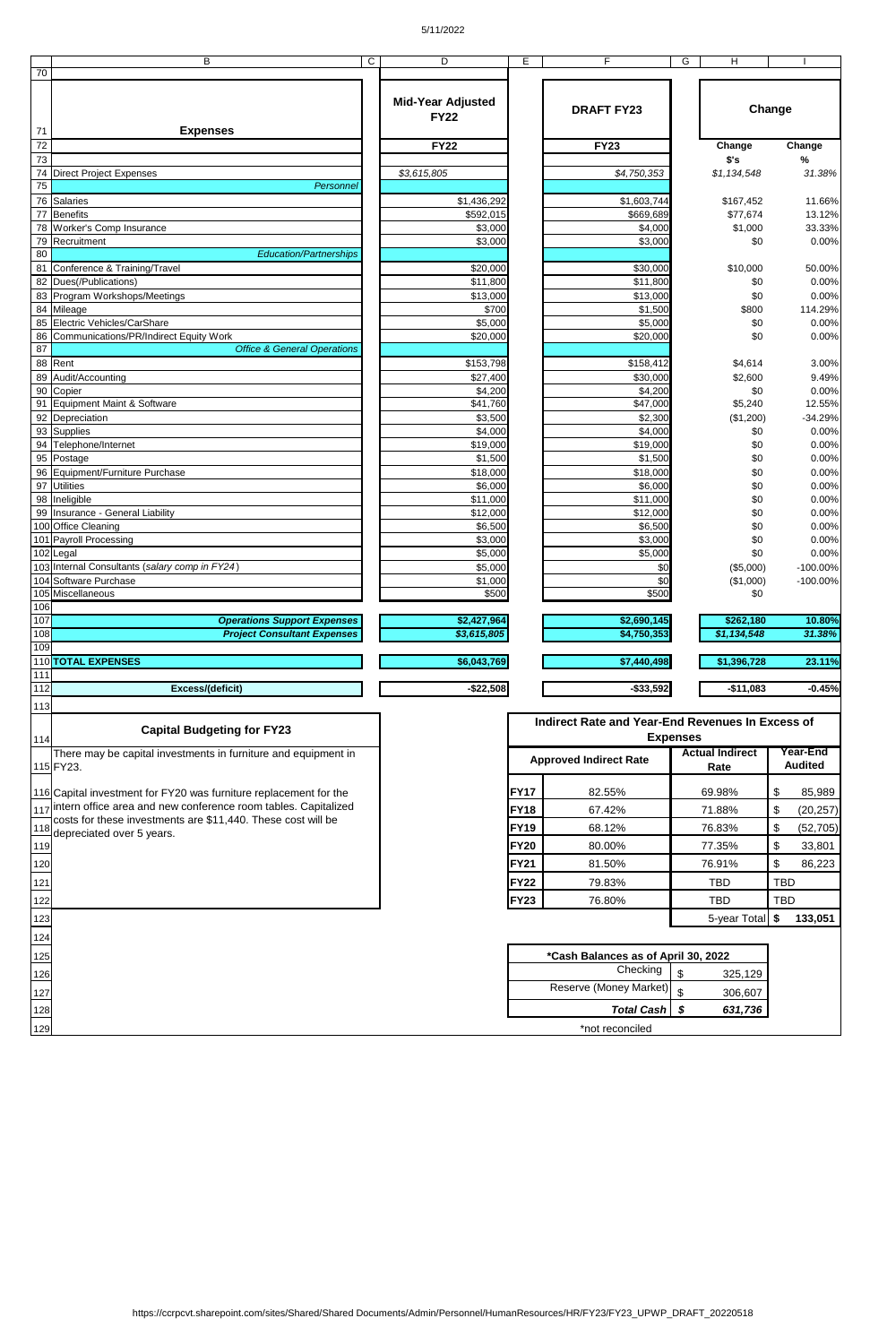| Expenses | Mid-Year Adjusted FY22 | DRAFT FY23 | Change $'s | Change % |
|---|---|---|---|---|
| | FY22 | FY23 | | |
| Direct Project Expenses | *$3,615,805* | *$4,750,353* | *$1,134,548* | *31.38%* |
| ***Personnel*** | | | | |
| Salaries | $1,436,292 | $1,603,744 | $167,452 | 11.66% |
| Benefits | $592,015 | $669,689 | $77,674 | 13.12% |
| Worker's Comp Insurance | $3,000 | $4,000 | $1,000 | 33.33% |
| Recruitment | $3,000 | $3,000 | $0 | 0.00% |
| ***Education/Partnerships*** | | | | |
| Conference & Training/Travel | $20,000 | $30,000 | $10,000 | 50.00% |
| Dues(/Publications) | $11,800 | $11,800 | $0 | 0.00% |
| Program Workshops/Meetings | $13,000 | $13,000 | $0 | 0.00% |
| Mileage | $700 | $1,500 | $800 | 114.29% |
| Electric Vehicles/CarShare | $5,000 | $5,000 | $0 | 0.00% |
| Communications/PR/Indirect Equity Work | $20,000 | $20,000 | $0 | 0.00% |
| ***Office & General Operations*** | | | | |
| Rent | $153,798 | $158,412 | $4,614 | 3.00% |
| Audit/Accounting | $27,400 | $30,000 | $2,600 | 9.49% |
| Copier | $4,200 | $4,200 | $0 | 0.00% |
| Equipment Maint & Software | $41,760 | $47,000 | $5,240 | 12.55% |
| Depreciation | $3,500 | $2,300 | ($1,200) | -34.29% |
| Supplies | $4,000 | $4,000 | $0 | 0.00% |
| Telephone/Internet | $19,000 | $19,000 | $0 | 0.00% |
| Postage | $1,500 | $1,500 | $0 | 0.00% |
| Equipment/Furniture Purchase | $18,000 | $18,000 | $0 | 0.00% |
| Utilities | $6,000 | $6,000 | $0 | 0.00% |
| Ineligible | $11,000 | $11,000 | $0 | 0.00% |
| Insurance - General Liability | $12,000 | $12,000 | $0 | 0.00% |
| Office Cleaning | $6,500 | $6,500 | $0 | 0.00% |
| Payroll Processing | $3,000 | $3,000 | $0 | 0.00% |
| Legal | $5,000 | $5,000 | $0 | 0.00% |
| Internal Consultants (*salary comp in FY24*) | $5,000 | $0 | ($5,000) | -100.00% |
| Software Purchase | $1,000 | $0 | ($1,000) | -100.00% |
| Miscellaneous | $500 | $500 | $0 | |
| ***Operations Support Expenses*** | **$2,427,964** | **$2,690,145** | **$262,180** | **10.80%** |
| ***Project Consultant Expenses*** | ***$3,615,805*** | **$4,750,353** | ***$1,134,548*** | ***31.38%*** |
| **TOTAL EXPENSES** | **$6,043,769** | **$7,440,498** | **$1,396,728** | **23.11%** |
| **Excess/(deficit)** | **-$22,508** | **-$33,592** | **-$11,083** | **-0.45%** |

**Capital Budgeting for FY23**

There may be capital investments in furniture and equipment in FY23.

Capital investment for FY20 was furniture replacement for the intern office area and new conference room tables. Capitalized costs for these investments are $11,440. These cost will be depreciated over 5 years.

**Indirect Rate and Year-End Revenues In Excess of Expenses**

| | Approved Indirect Rate | Actual Indirect Rate | Year-End Audited |
|---|---|---|---|
| **FY17** | 82.55% | 69.98% | $ 85,989 |
| **FY18** | 67.42% | 71.88% | $ (20,257) |
| **FY19** | 68.12% | 76.83% | $ (52,705) |
| **FY20** | 80.00% | 77.35% | $ 33,801 |
| **FY21** | 81.50% | 76.91% | $ 86,223 |
| **FY22** | 79.83% | TBD | TBD |
| **FY23** | 76.80% | TBD | TBD |
| | | 5-year Total | **$ 133,051** |

| *Cash Balances as of April 30, 2022 | |
|---|---|
| Checking | $ 325,129 |
| Reserve (Money Market) | $ 306,607 |
| ***Total Cash*** | ***$ 631,736*** |

*not reconciled